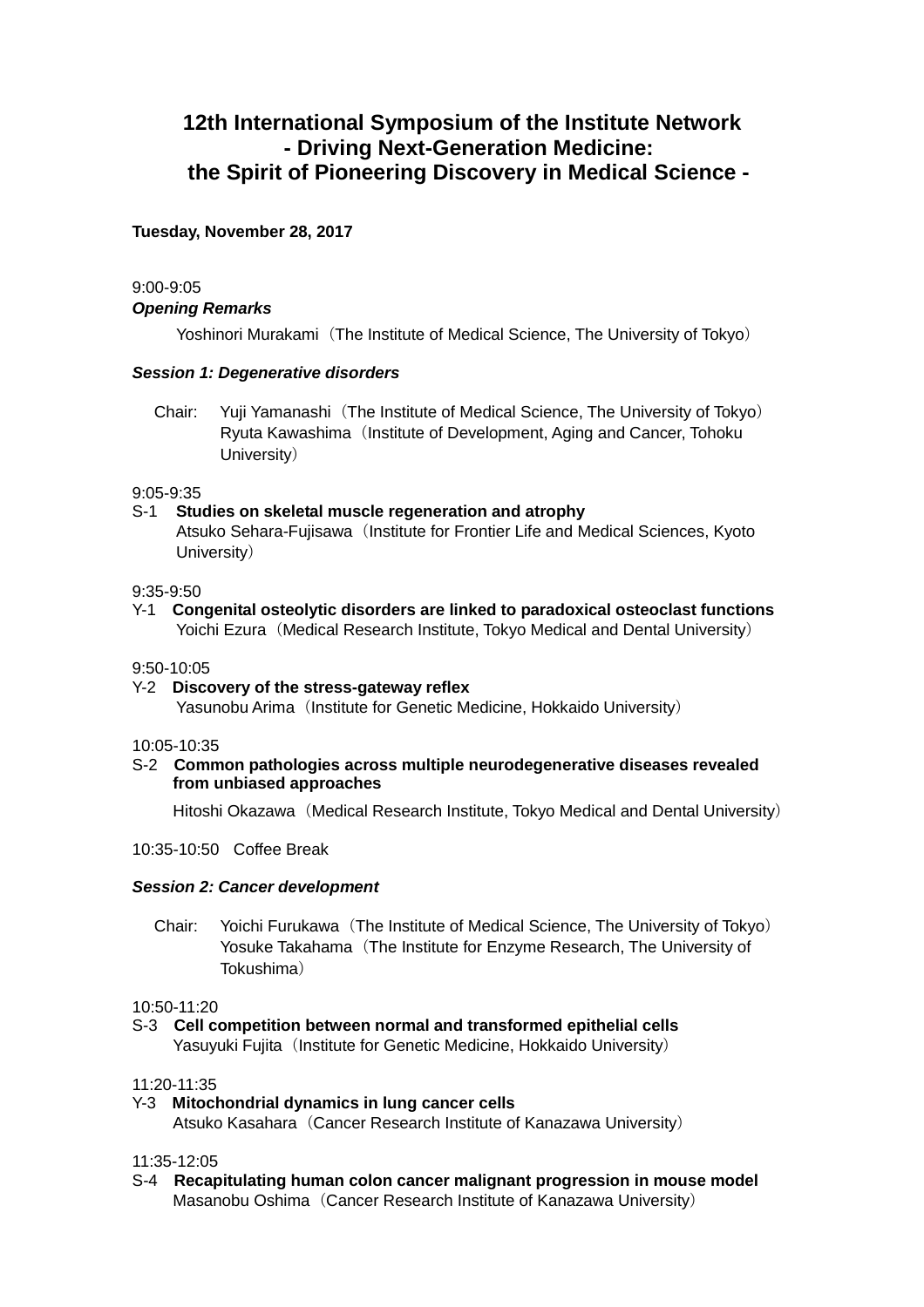# 12th International Symposium of the Institute Network
## - Driving Next-Generation Medicine: the Spirit of Pioneering Discovery in Medical Science -

**Tuesday, November 28, 2017**

9:00-9:05

***Opening Remarks***

Yoshinori Murakami（The Institute of Medical Science, The University of Tokyo）

***Session 1: Degenerative disorders***

Chair: Yuji Yamanashi（The Institute of Medical Science, The University of Tokyo）
Ryuta Kawashima（Institute of Development, Aging and Cancer, Tohoku University）

9:05-9:35

S-1 **Studies on skeletal muscle regeneration and atrophy**
Atsuko Sehara-Fujisawa（Institute for Frontier Life and Medical Sciences, Kyoto University）

9:35-9:50

Y-1 **Congenital osteolytic disorders are linked to paradoxical osteoclast functions**
Yoichi Ezura（Medical Research Institute, Tokyo Medical and Dental University）

9:50-10:05

Y-2 **Discovery of the stress-gateway reflex**
Yasunobu Arima（Institute for Genetic Medicine, Hokkaido University）

10:05-10:35

S-2 **Common pathologies across multiple neurodegenerative diseases revealed from unbiased approaches**
Hitoshi Okazawa（Medical Research Institute, Tokyo Medical and Dental University）

10:35-10:50 Coffee Break

***Session 2: Cancer development***

Chair: Yoichi Furukawa（The Institute of Medical Science, The University of Tokyo）
Yosuke Takahama（The Institute for Enzyme Research, The University of Tokushima）

10:50-11:20

S-3 **Cell competition between normal and transformed epithelial cells**
Yasuyuki Fujita（Institute for Genetic Medicine, Hokkaido University）

11:20-11:35

Y-3 **Mitochondrial dynamics in lung cancer cells**
Atsuko Kasahara（Cancer Research Institute of Kanazawa University）

11:35-12:05

S-4 **Recapitulating human colon cancer malignant progression in mouse model**
Masanobu Oshima（Cancer Research Institute of Kanazawa University）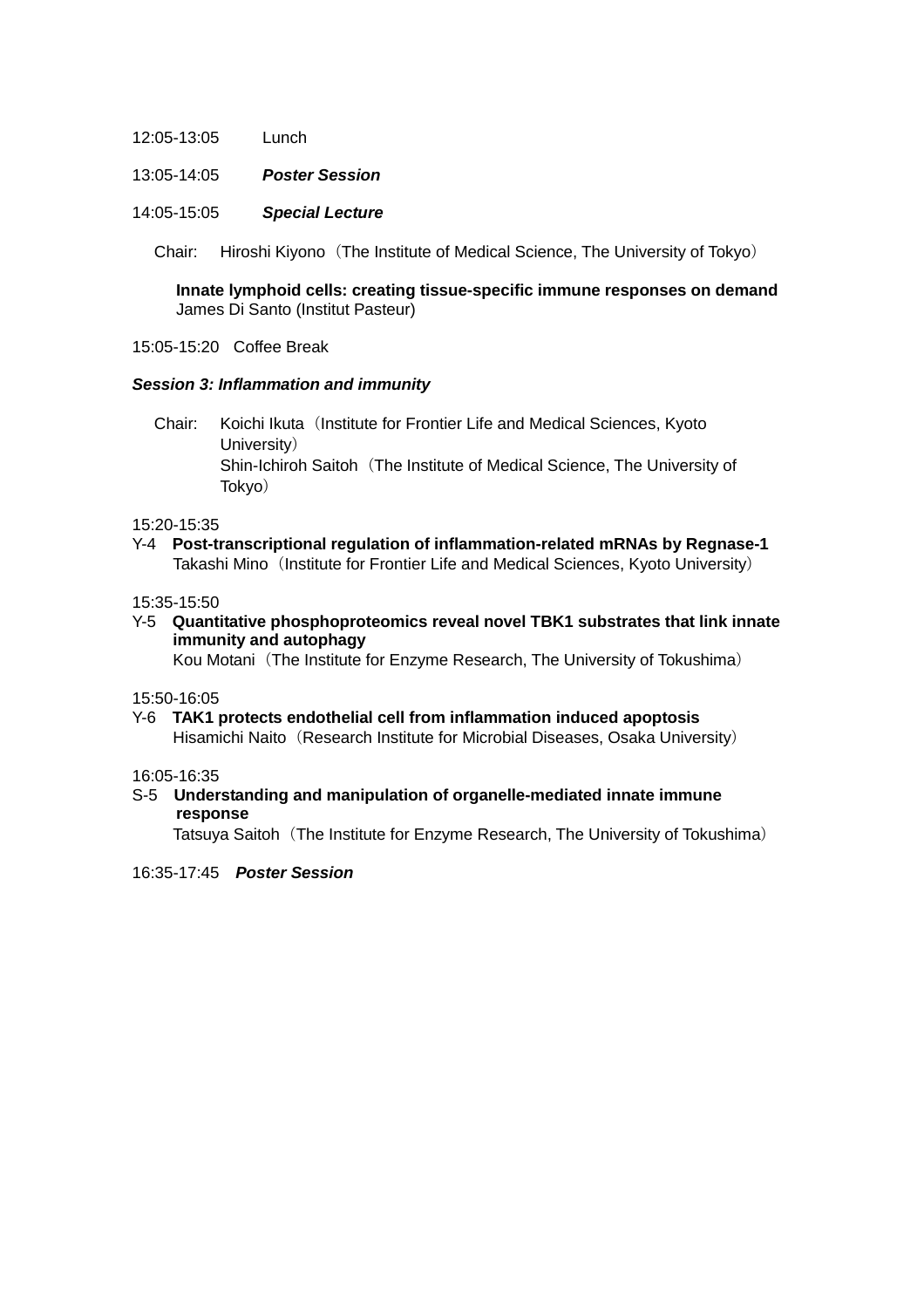12:05-13:05 Lunch

13:05-14:05 ***Poster Session***

14:05-15:05 ***Special Lecture***

Chair: Hiroshi Kiyono（The Institute of Medical Science, The University of Tokyo）

**Innate lymphoid cells: creating tissue-specific immune responses on demand**
James Di Santo (Institut Pasteur)

15:05-15:20 Coffee Break

***Session 3: Inflammation and immunity***

Chair: Koichi Ikuta（Institute for Frontier Life and Medical Sciences, Kyoto University）
Shin-Ichiroh Saitoh（The Institute of Medical Science, The University of Tokyo）

15:20-15:35
Y-4 **Post-transcriptional regulation of inflammation-related mRNAs by Regnase-1**
Takashi Mino（Institute for Frontier Life and Medical Sciences, Kyoto University）

15:35-15:50
Y-5 **Quantitative phosphoproteomics reveal novel TBK1 substrates that link innate immunity and autophagy**
Kou Motani（The Institute for Enzyme Research, The University of Tokushima）

15:50-16:05
Y-6 **TAK1 protects endothelial cell from inflammation induced apoptosis**
Hisamichi Naito（Research Institute for Microbial Diseases, Osaka University）

16:05-16:35
S-5 **Understanding and manipulation of organelle-mediated innate immune response**
Tatsuya Saitoh（The Institute for Enzyme Research, The University of Tokushima）

16:35-17:45 ***Poster Session***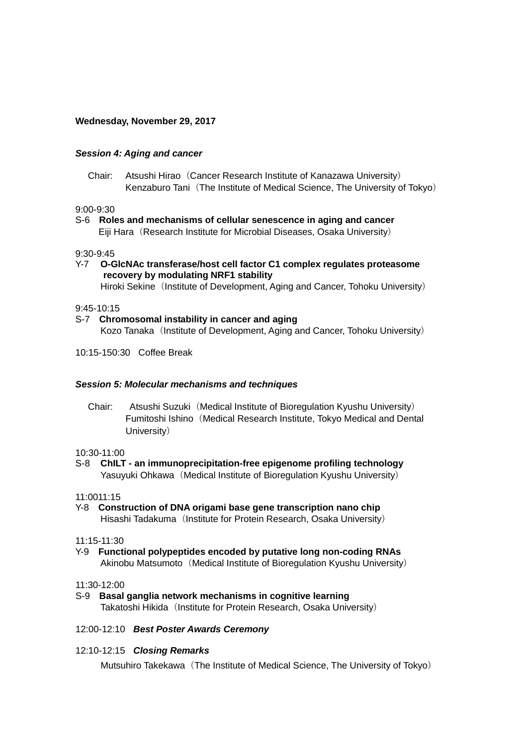**Wednesday, November 29, 2017**

***Session 4: Aging and cancer***

Chair: Atsushi Hirao（Cancer Research Institute of Kanazawa University）
Kenzaburo Tani（The Institute of Medical Science, The University of Tokyo）

9:00-9:30
S-6 **Roles and mechanisms of cellular senescence in aging and cancer**
Eiji Hara（Research Institute for Microbial Diseases, Osaka University）

9:30-9:45
Y-7 **O-GlcNAc transferase/host cell factor C1 complex regulates proteasome recovery by modulating NRF1 stability**
Hiroki Sekine（Institute of Development, Aging and Cancer, Tohoku University）

9:45-10:15
S-7 **Chromosomal instability in cancer and aging**
Kozo Tanaka（Institute of Development, Aging and Cancer, Tohoku University）

10:15-150:30 Coffee Break

***Session 5: Molecular mechanisms and techniques***

Chair: Atsushi Suzuki（Medical Institute of Bioregulation Kyushu University）
Fumitoshi Ishino（Medical Research Institute, Tokyo Medical and Dental University）

10:30-11:00
S-8 **ChILT - an immunoprecipitation-free epigenome profiling technology**
Yasuyuki Ohkawa（Medical Institute of Bioregulation Kyushu University）

11:0011:15
Y-8 **Construction of DNA origami base gene transcription nano chip**
Hisashi Tadakuma（Institute for Protein Research, Osaka University）

11:15-11:30
Y-9 **Functional polypeptides encoded by putative long non-coding RNAs**
Akinobu Matsumoto（Medical Institute of Bioregulation Kyushu University）

11:30-12:00
S-9 **Basal ganglia network mechanisms in cognitive learning**
Takatoshi Hikida（Institute for Protein Research, Osaka University）

12:00-12:10 ***Best Poster Awards Ceremony***

12:10-12:15 ***Closing Remarks***

Mutsuhiro Takekawa（The Institute of Medical Science, The University of Tokyo）